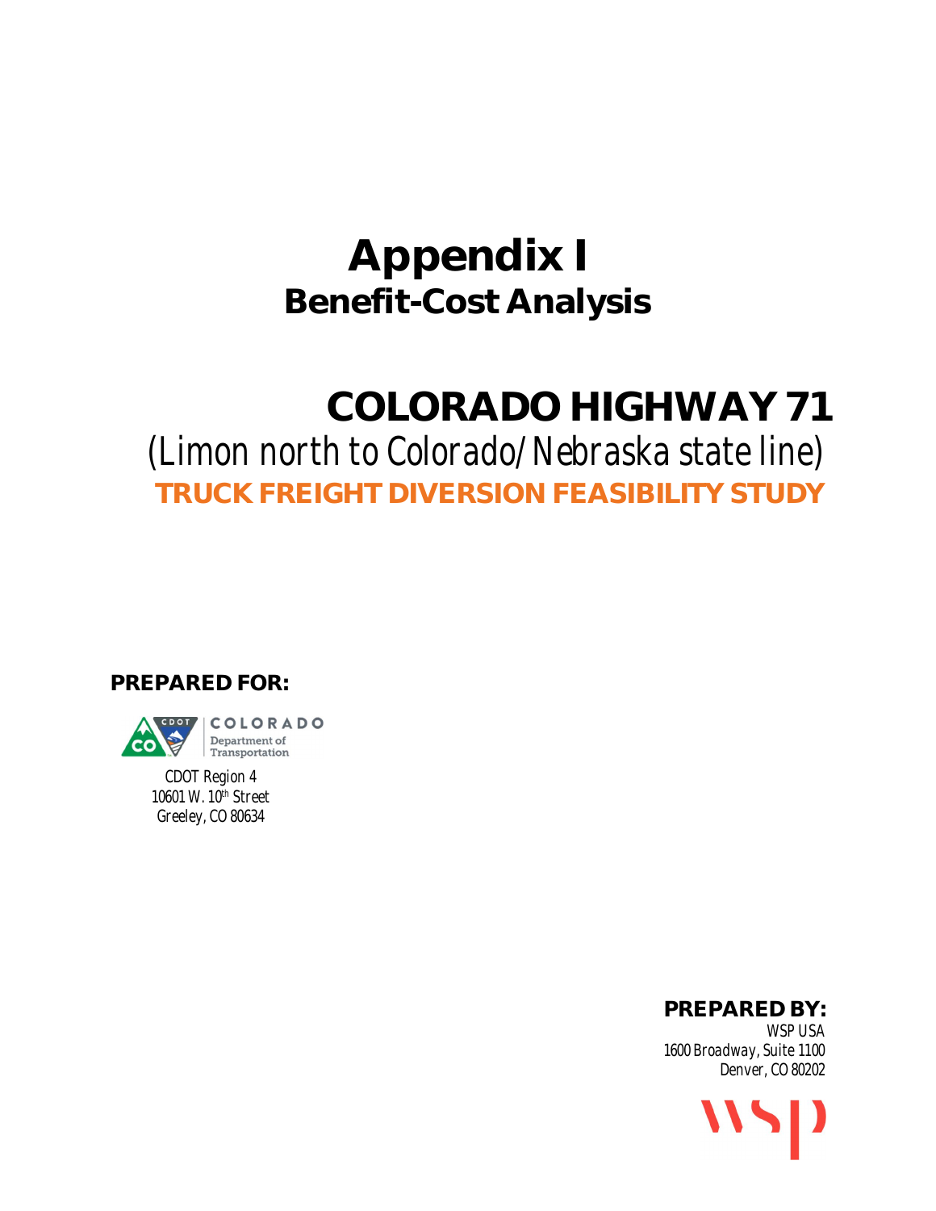# Appendix I

## Benefit-Cost Analysis

# COLORADO HIGHWAY 71

*(Limon north to Colorado/Nebraska state line)*

**TRUCK FREIGHT DIVERSION FEASIBILITY STUDY**

**PREPARED FOR:**

COLORADO Department of Transportation

CDOT Region 4
10601 W. 10th Street
Greeley, CO 80634

**PREPARED BY:**

*WSP USA*
*1600 Broadway, Suite 1100*
*Denver, CO 80202*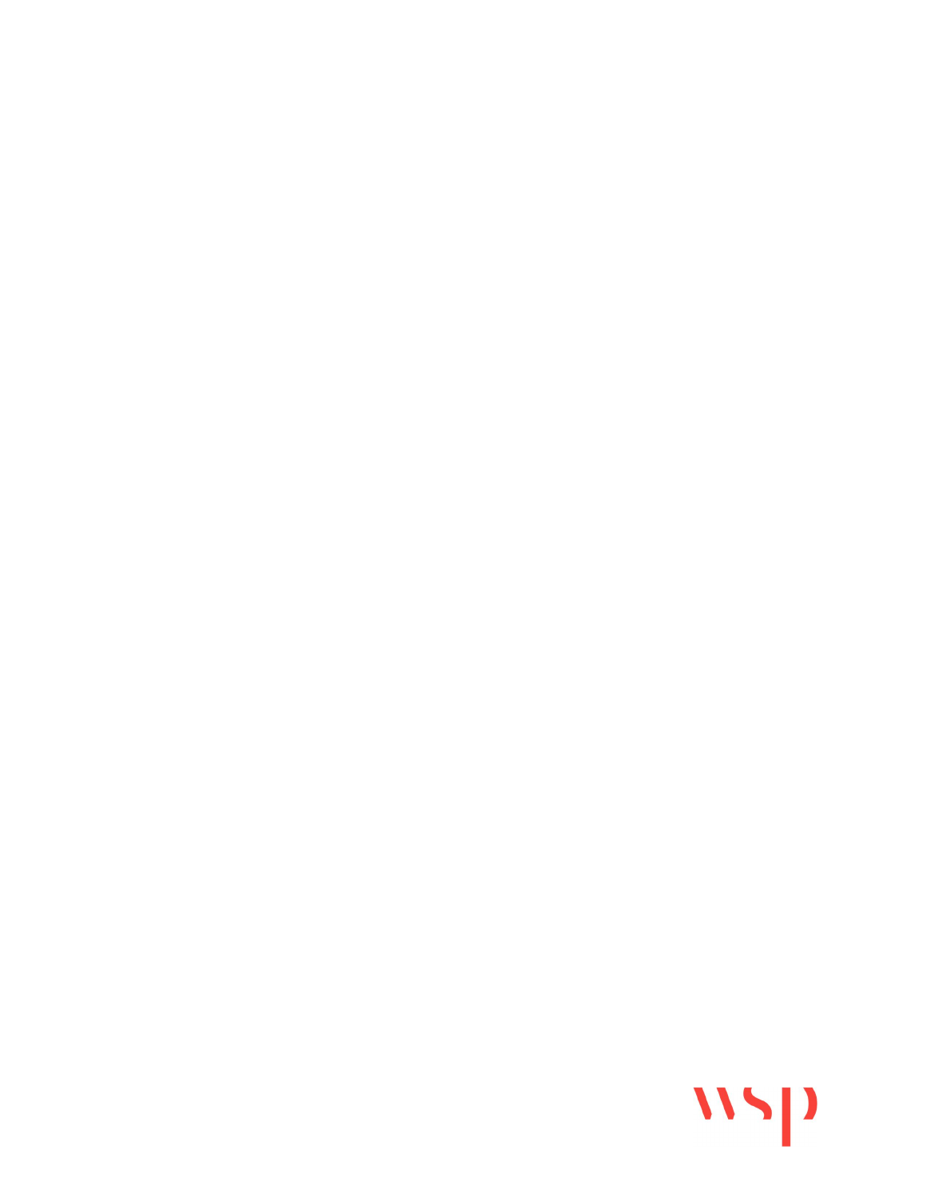wsp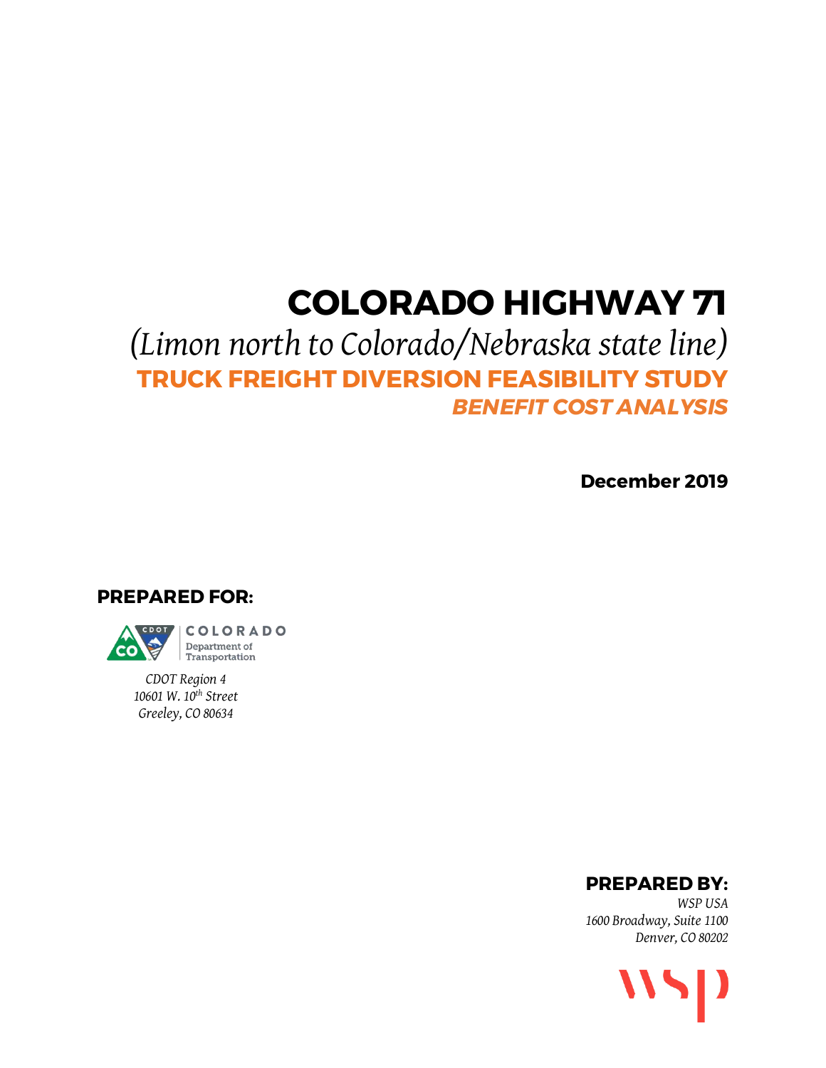# COLORADO HIGHWAY 71

*(Limon north to Colorado/Nebraska state line)*

## TRUCK FREIGHT DIVERSION FEASIBILITY STUDY

### *BENEFIT COST ANALYSIS*

**December 2019**

**PREPARED FOR:**

COLORADO Department of Transportation

*CDOT Region 4*
*10601 W. 10th Street*
*Greeley, CO 80634*

**PREPARED BY:**

*WSP USA*
*1600 Broadway, Suite 1100*
*Denver, CO 80202*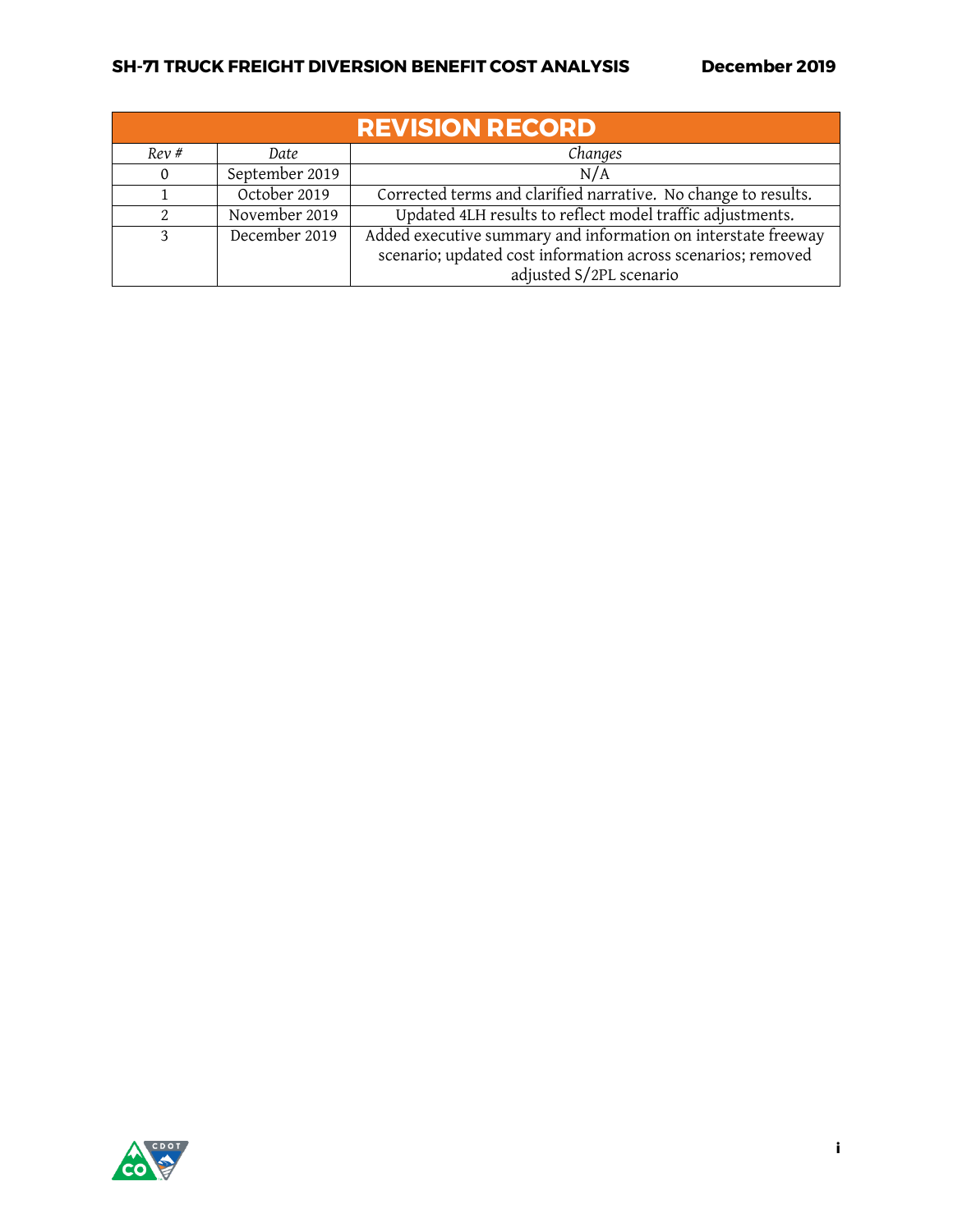| REVISION RECORD | | |
|---|---|---|
| *Rev #* | *Date* | *Changes* |
| 0 | September 2019 | N/A |
| 1 | October 2019 | Corrected terms and clarified narrative. No change to results. |
| 2 | November 2019 | Updated 4LH results to reflect model traffic adjustments. |
| 3 | December 2019 | Added executive summary and information on interstate freeway scenario; updated cost information across scenarios; removed adjusted S/2PL scenario |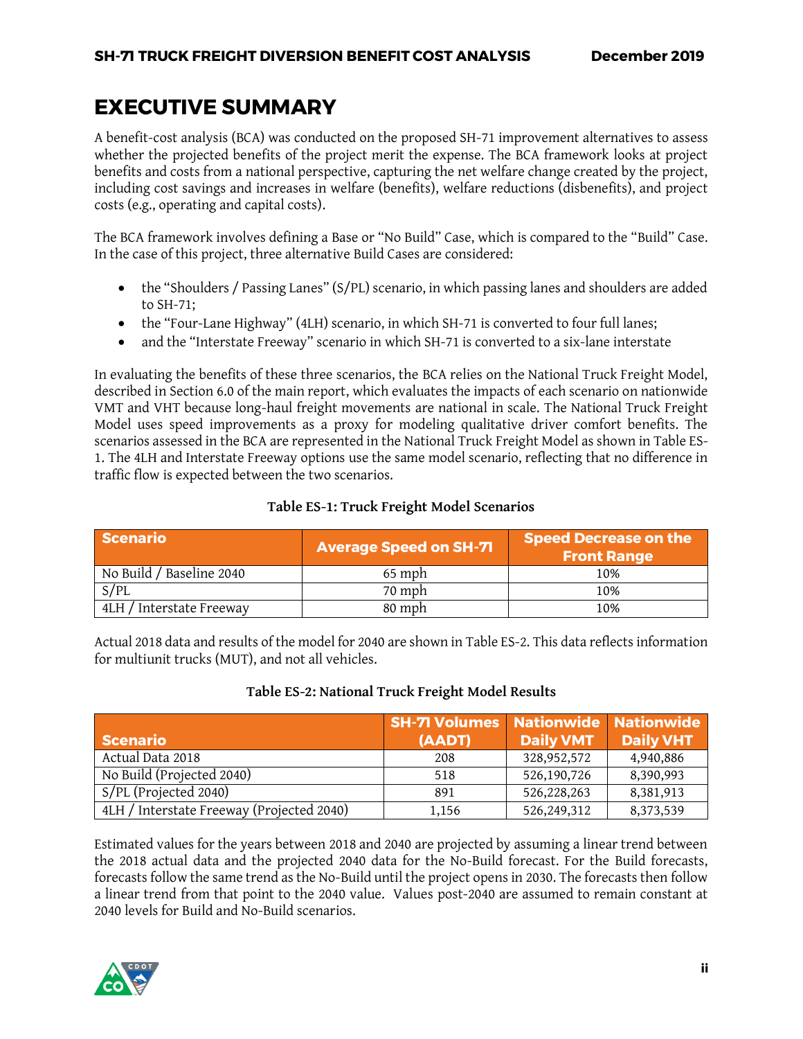# EXECUTIVE SUMMARY

A benefit-cost analysis (BCA) was conducted on the proposed SH-71 improvement alternatives to assess whether the projected benefits of the project merit the expense. The BCA framework looks at project benefits and costs from a national perspective, capturing the net welfare change created by the project, including cost savings and increases in welfare (benefits), welfare reductions (disbenefits), and project costs (e.g., operating and capital costs).

The BCA framework involves defining a Base or "No Build" Case, which is compared to the "Build" Case. In the case of this project, three alternative Build Cases are considered:

- the "Shoulders / Passing Lanes" (S/PL) scenario, in which passing lanes and shoulders are added to SH-71;
- the "Four-Lane Highway" (4LH) scenario, in which SH-71 is converted to four full lanes;
- and the "Interstate Freeway" scenario in which SH-71 is converted to a six-lane interstate

In evaluating the benefits of these three scenarios, the BCA relies on the National Truck Freight Model, described in Section 6.0 of the main report, which evaluates the impacts of each scenario on nationwide VMT and VHT because long-haul freight movements are national in scale. The National Truck Freight Model uses speed improvements as a proxy for modeling qualitative driver comfort benefits. The scenarios assessed in the BCA are represented in the National Truck Freight Model as shown in Table ES-1. The 4LH and Interstate Freeway options use the same model scenario, reflecting that no difference in traffic flow is expected between the two scenarios.

**Table ES-1: Truck Freight Model Scenarios**

| Scenario | Average Speed on SH-71 | Speed Decrease on the Front Range |
|---|---|---|
| No Build / Baseline 2040 | 65 mph | 10% |
| S/PL | 70 mph | 10% |
| 4LH / Interstate Freeway | 80 mph | 10% |

Actual 2018 data and results of the model for 2040 are shown in Table ES-2. This data reflects information for multiunit trucks (MUT), and not all vehicles.

**Table ES-2: National Truck Freight Model Results**

| Scenario | SH-71 Volumes (AADT) | Nationwide Daily VMT | Nationwide Daily VHT |
|---|---|---|---|
| Actual Data 2018 | 208 | 328,952,572 | 4,940,886 |
| No Build (Projected 2040) | 518 | 526,190,726 | 8,390,993 |
| S/PL (Projected 2040) | 891 | 526,228,263 | 8,381,913 |
| 4LH / Interstate Freeway (Projected 2040) | 1,156 | 526,249,312 | 8,373,539 |

Estimated values for the years between 2018 and 2040 are projected by assuming a linear trend between the 2018 actual data and the projected 2040 data for the No-Build forecast. For the Build forecasts, forecasts follow the same trend as the No-Build until the project opens in 2030. The forecasts then follow a linear trend from that point to the 2040 value. Values post-2040 are assumed to remain constant at 2040 levels for Build and No-Build scenarios.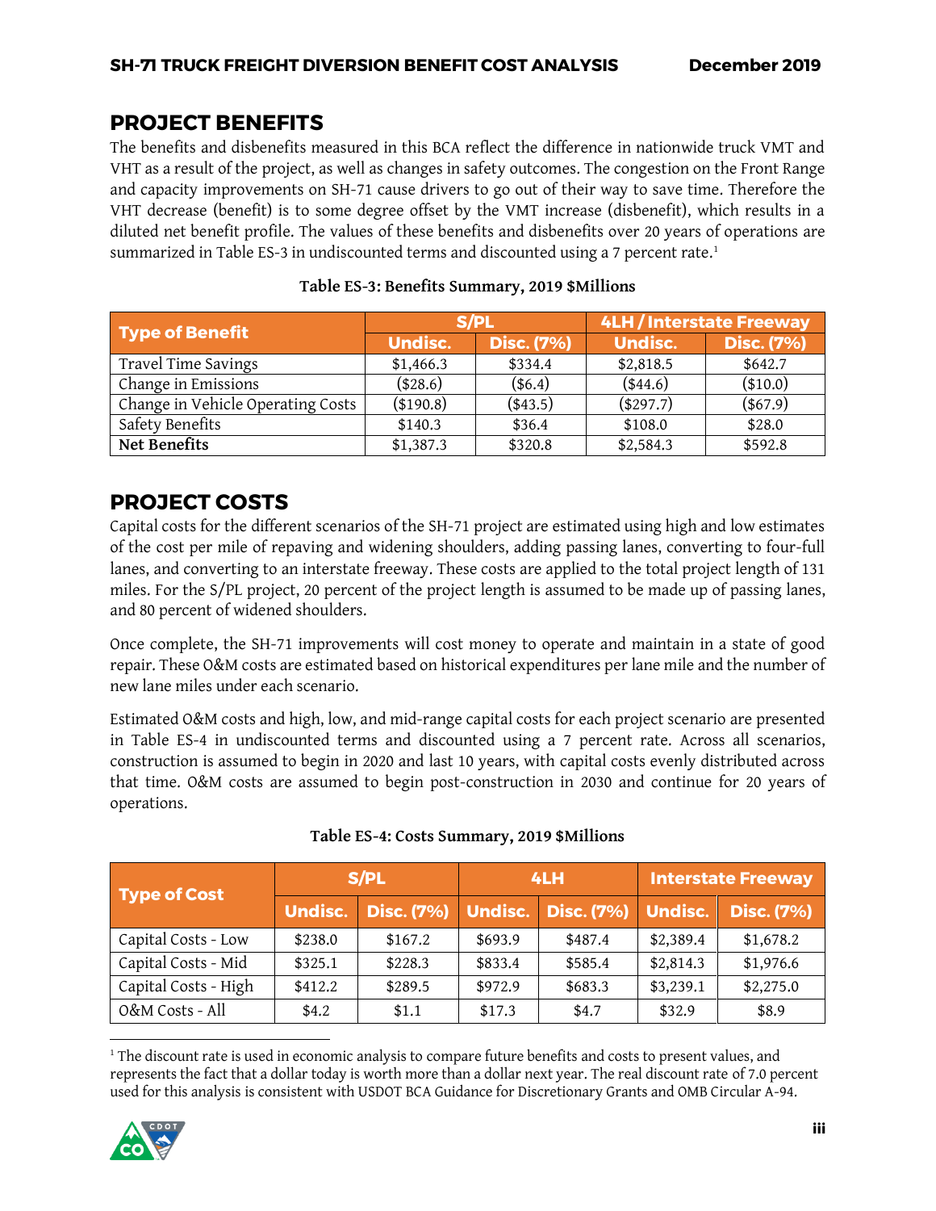## PROJECT BENEFITS

The benefits and disbenefits measured in this BCA reflect the difference in nationwide truck VMT and VHT as a result of the project, as well as changes in safety outcomes. The congestion on the Front Range and capacity improvements on SH-71 cause drivers to go out of their way to save time. Therefore the VHT decrease (benefit) is to some degree offset by the VMT increase (disbenefit), which results in a diluted net benefit profile. The values of these benefits and disbenefits over 20 years of operations are summarized in Table ES-3 in undiscounted terms and discounted using a 7 percent rate.[1]

**Table ES-3: Benefits Summary, 2019 $Millions**

| Type of Benefit | S/PL | | 4LH / Interstate Freeway | |
|---|---|---|---|---|
| | Undisc. | Disc. (7%) | Undisc. | Disc. (7%) |
| Travel Time Savings | $1,466.3 | $334.4 | $2,818.5 | $642.7 |
| Change in Emissions | ($28.6) | ($6.4) | ($44.6) | ($10.0) |
| Change in Vehicle Operating Costs | ($190.8) | ($43.5) | ($297.7) | ($67.9) |
| Safety Benefits | $140.3 | $36.4 | $108.0 | $28.0 |
| **Net Benefits** | $1,387.3 | $320.8 | $2,584.3 | $592.8 |

## PROJECT COSTS

Capital costs for the different scenarios of the SH-71 project are estimated using high and low estimates of the cost per mile of repaving and widening shoulders, adding passing lanes, converting to four-full lanes, and converting to an interstate freeway. These costs are applied to the total project length of 131 miles. For the S/PL project, 20 percent of the project length is assumed to be made up of passing lanes, and 80 percent of widened shoulders.

Once complete, the SH-71 improvements will cost money to operate and maintain in a state of good repair. These O&M costs are estimated based on historical expenditures per lane mile and the number of new lane miles under each scenario.

Estimated O&M costs and high, low, and mid-range capital costs for each project scenario are presented in Table ES-4 in undiscounted terms and discounted using a 7 percent rate. Across all scenarios, construction is assumed to begin in 2020 and last 10 years, with capital costs evenly distributed across that time. O&M costs are assumed to begin post-construction in 2030 and continue for 20 years of operations.

**Table ES-4: Costs Summary, 2019 $Millions**

| Type of Cost | S/PL | | 4LH | | Interstate Freeway | |
|---|---|---|---|---|---|---|
| | Undisc. | Disc. (7%) | Undisc. | Disc. (7%) | Undisc. | Disc. (7%) |
| Capital Costs - Low | $238.0 | $167.2 | $693.9 | $487.4 | $2,389.4 | $1,678.2 |
| Capital Costs - Mid | $325.1 | $228.3 | $833.4 | $585.4 | $2,814.3 | $1,976.6 |
| Capital Costs - High | $412.2 | $289.5 | $972.9 | $683.3 | $3,239.1 | $2,275.0 |
| O&M Costs - All | $4.2 | $1.1 | $17.3 | $4.7 | $32.9 | $8.9 |

[1] The discount rate is used in economic analysis to compare future benefits and costs to present values, and represents the fact that a dollar today is worth more than a dollar next year. The real discount rate of 7.0 percent used for this analysis is consistent with USDOT BCA Guidance for Discretionary Grants and OMB Circular A-94.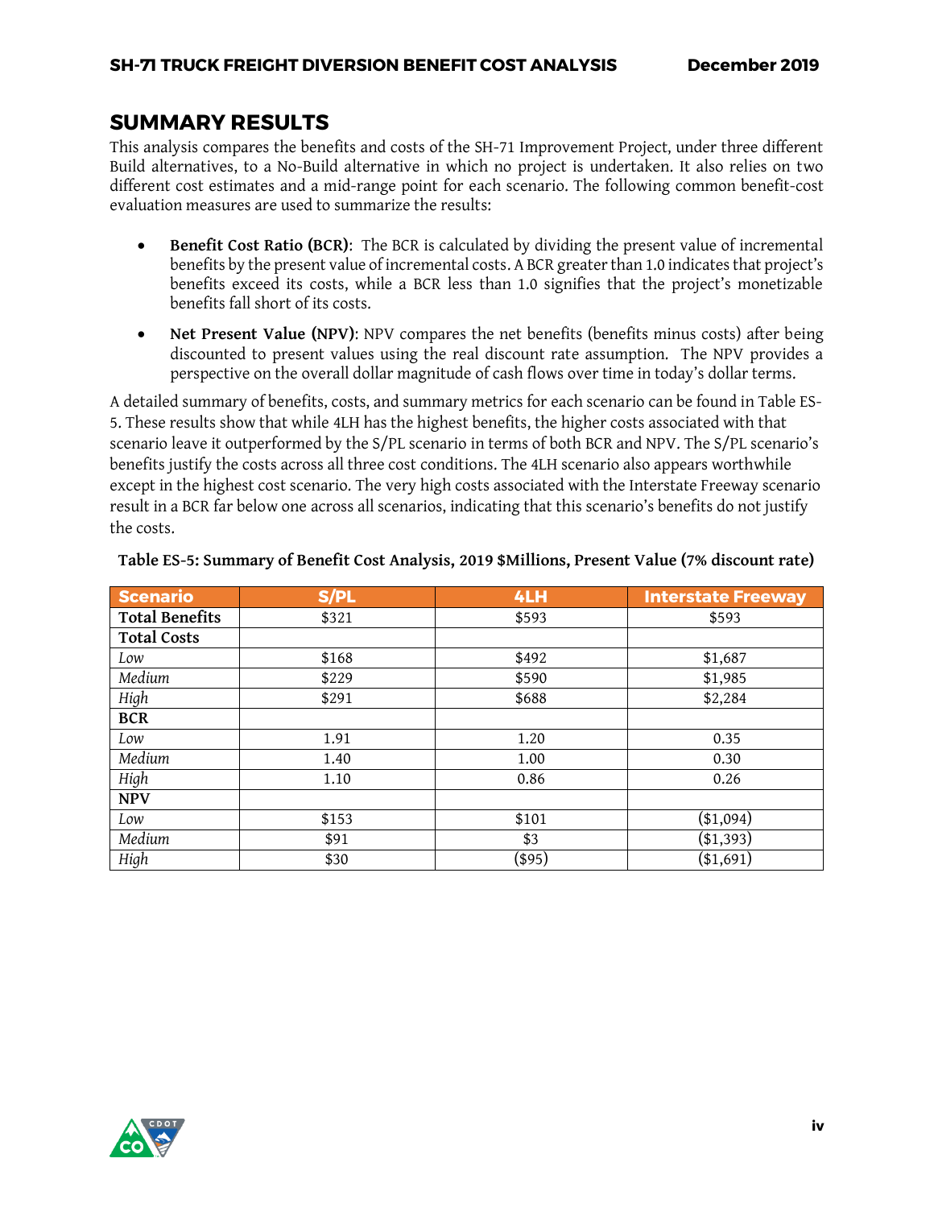## SUMMARY RESULTS

This analysis compares the benefits and costs of the SH-71 Improvement Project, under three different Build alternatives, to a No-Build alternative in which no project is undertaken. It also relies on two different cost estimates and a mid-range point for each scenario. The following common benefit-cost evaluation measures are used to summarize the results:

- **Benefit Cost Ratio (BCR)**: The BCR is calculated by dividing the present value of incremental benefits by the present value of incremental costs. A BCR greater than 1.0 indicates that project's benefits exceed its costs, while a BCR less than 1.0 signifies that the project's monetizable benefits fall short of its costs.
- **Net Present Value (NPV)**: NPV compares the net benefits (benefits minus costs) after being discounted to present values using the real discount rate assumption. The NPV provides a perspective on the overall dollar magnitude of cash flows over time in today's dollar terms.

A detailed summary of benefits, costs, and summary metrics for each scenario can be found in Table ES-5. These results show that while 4LH has the highest benefits, the higher costs associated with that scenario leave it outperformed by the S/PL scenario in terms of both BCR and NPV. The S/PL scenario's benefits justify the costs across all three cost conditions. The 4LH scenario also appears worthwhile except in the highest cost scenario. The very high costs associated with the Interstate Freeway scenario result in a BCR far below one across all scenarios, indicating that this scenario's benefits do not justify the costs.

**Table ES-5: Summary of Benefit Cost Analysis, 2019 $Millions, Present Value (7% discount rate)**

| Scenario | S/PL | 4LH | Interstate Freeway |
|---|---|---|---|
| **Total Benefits** | $321 | $593 | $593 |
| **Total Costs** | | | |
| *Low* | $168 | $492 | $1,687 |
| *Medium* | $229 | $590 | $1,985 |
| *High* | $291 | $688 | $2,284 |
| **BCR** | | | |
| *Low* | 1.91 | 1.20 | 0.35 |
| *Medium* | 1.40 | 1.00 | 0.30 |
| *High* | 1.10 | 0.86 | 0.26 |
| **NPV** | | | |
| *Low* | $153 | $101 | ($1,094) |
| *Medium* | $91 | $3 | ($1,393) |
| *High* | $30 | ($95) | ($1,691) |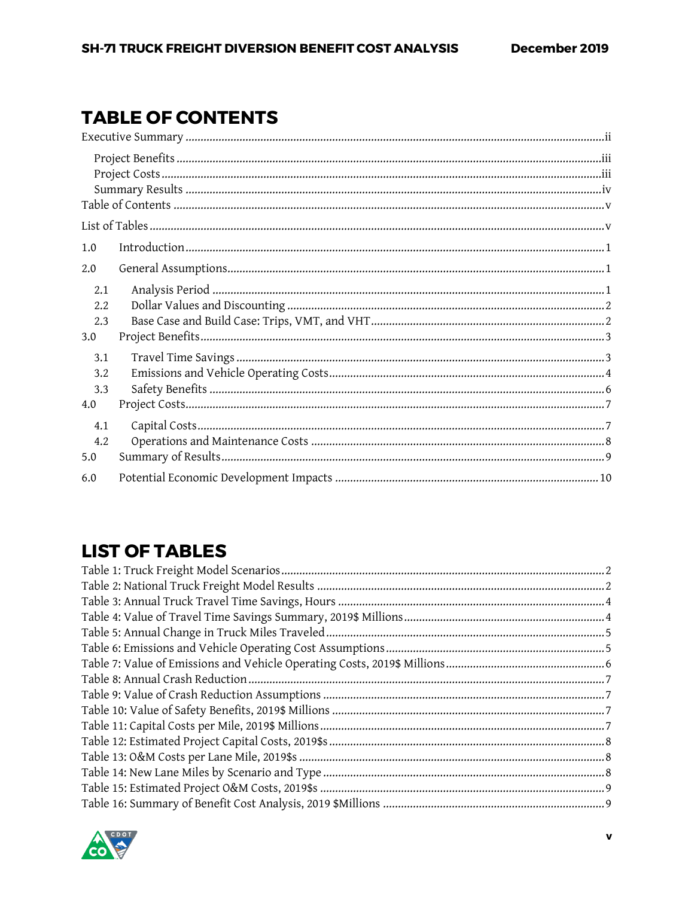# TABLE OF CONTENTS

Executive Summary ........................................................ ii

- Project Benefits ........................................................ iii
- Project Costs ........................................................ iii
- Summary Results ........................................................ iv

Table of Contents ........................................................ v

List of Tables ........................................................ v

1.0 Introduction ........................................................ 1

2.0 General Assumptions ........................................................ 1

- 2.1 Analysis Period ........................................................ 1
- 2.2 Dollar Values and Discounting ........................................................ 2
- 2.3 Base Case and Build Case: Trips, VMT, and VHT ........................................................ 2

3.0 Project Benefits ........................................................ 3

- 3.1 Travel Time Savings ........................................................ 3
- 3.2 Emissions and Vehicle Operating Costs ........................................................ 4
- 3.3 Safety Benefits ........................................................ 6

4.0 Project Costs ........................................................ 7

- 4.1 Capital Costs ........................................................ 7
- 4.2 Operations and Maintenance Costs ........................................................ 8

5.0 Summary of Results ........................................................ 9

6.0 Potential Economic Development Impacts ........................................................ 10

# LIST OF TABLES

Table 1: Truck Freight Model Scenarios ........................................................ 2

Table 2: National Truck Freight Model Results ........................................................ 2

Table 3: Annual Truck Travel Time Savings, Hours ........................................................ 4

Table 4: Value of Travel Time Savings Summary, 2019$ Millions ........................................................ 4

Table 5: Annual Change in Truck Miles Traveled ........................................................ 5

Table 6: Emissions and Vehicle Operating Cost Assumptions ........................................................ 5

Table 7: Value of Emissions and Vehicle Operating Costs, 2019$ Millions ........................................................ 6

Table 8: Annual Crash Reduction ........................................................ 7

Table 9: Value of Crash Reduction Assumptions ........................................................ 7

Table 10: Value of Safety Benefits, 2019$ Millions ........................................................ 7

Table 11: Capital Costs per Mile, 2019$ Millions ........................................................ 7

Table 12: Estimated Project Capital Costs, 2019$s ........................................................ 8

Table 13: O&M Costs per Lane Mile, 2019$s ........................................................ 8

Table 14: New Lane Miles by Scenario and Type ........................................................ 8

Table 15: Estimated Project O&M Costs, 2019$s ........................................................ 9

Table 16: Summary of Benefit Cost Analysis, 2019 $Millions ........................................................ 9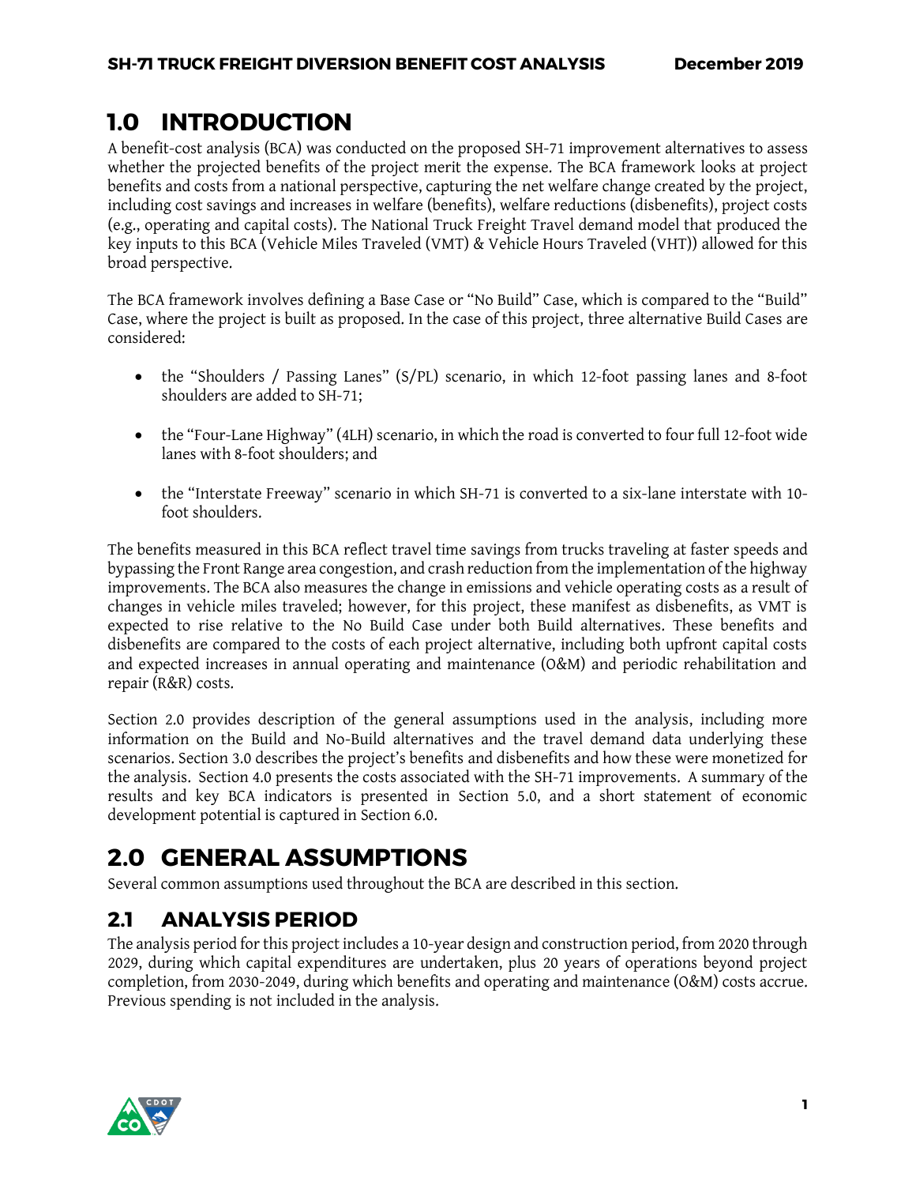# 1.0 INTRODUCTION

A benefit-cost analysis (BCA) was conducted on the proposed SH-71 improvement alternatives to assess whether the projected benefits of the project merit the expense. The BCA framework looks at project benefits and costs from a national perspective, capturing the net welfare change created by the project, including cost savings and increases in welfare (benefits), welfare reductions (disbenefits), project costs (e.g., operating and capital costs). The National Truck Freight Travel demand model that produced the key inputs to this BCA (Vehicle Miles Traveled (VMT) & Vehicle Hours Traveled (VHT)) allowed for this broad perspective.

The BCA framework involves defining a Base Case or "No Build" Case, which is compared to the "Build" Case, where the project is built as proposed. In the case of this project, three alternative Build Cases are considered:

- the "Shoulders / Passing Lanes" (S/PL) scenario, in which 12-foot passing lanes and 8-foot shoulders are added to SH-71;
- the "Four-Lane Highway" (4LH) scenario, in which the road is converted to four full 12-foot wide lanes with 8-foot shoulders; and
- the "Interstate Freeway" scenario in which SH-71 is converted to a six-lane interstate with 10-foot shoulders.

The benefits measured in this BCA reflect travel time savings from trucks traveling at faster speeds and bypassing the Front Range area congestion, and crash reduction from the implementation of the highway improvements. The BCA also measures the change in emissions and vehicle operating costs as a result of changes in vehicle miles traveled; however, for this project, these manifest as disbenefits, as VMT is expected to rise relative to the No Build Case under both Build alternatives. These benefits and disbenefits are compared to the costs of each project alternative, including both upfront capital costs and expected increases in annual operating and maintenance (O&M) and periodic rehabilitation and repair (R&R) costs.

Section 2.0 provides description of the general assumptions used in the analysis, including more information on the Build and No-Build alternatives and the travel demand data underlying these scenarios. Section 3.0 describes the project's benefits and disbenefits and how these were monetized for the analysis. Section 4.0 presents the costs associated with the SH-71 improvements. A summary of the results and key BCA indicators is presented in Section 5.0, and a short statement of economic development potential is captured in Section 6.0.

# 2.0 GENERAL ASSUMPTIONS

Several common assumptions used throughout the BCA are described in this section.

## 2.1 ANALYSIS PERIOD

The analysis period for this project includes a 10-year design and construction period, from 2020 through 2029, during which capital expenditures are undertaken, plus 20 years of operations beyond project completion, from 2030-2049, during which benefits and operating and maintenance (O&M) costs accrue. Previous spending is not included in the analysis.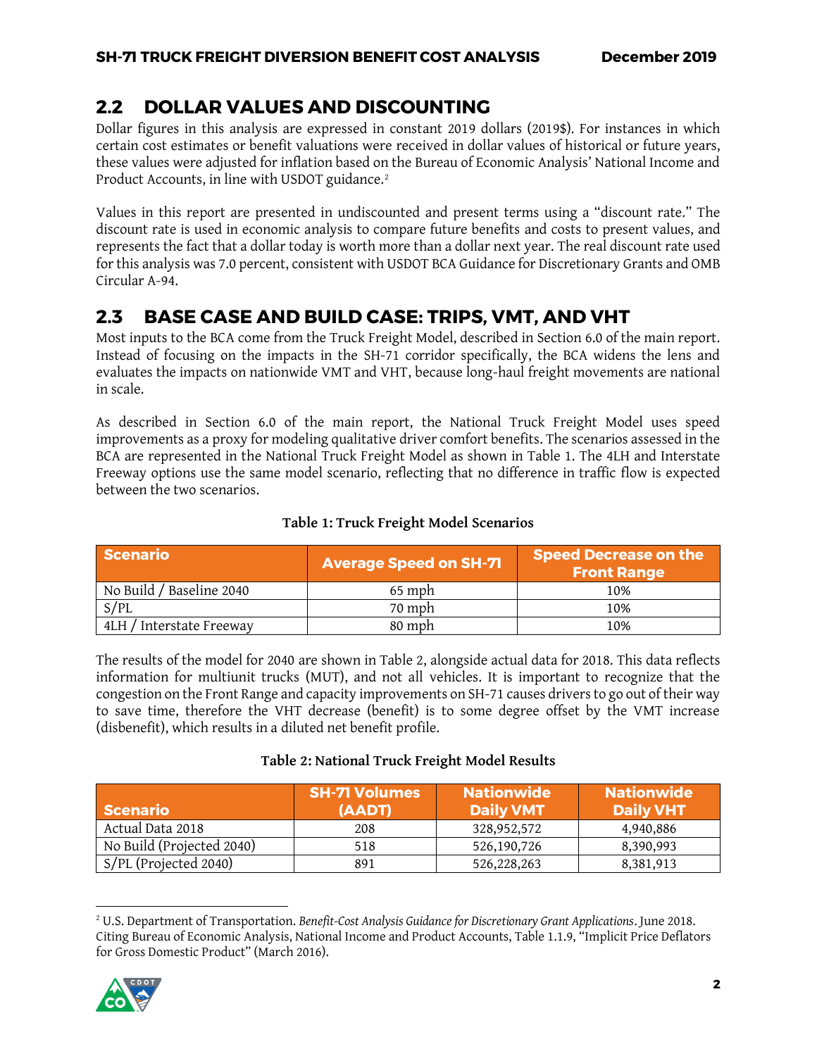## 2.2 DOLLAR VALUES AND DISCOUNTING

Dollar figures in this analysis are expressed in constant 2019 dollars (2019$). For instances in which certain cost estimates or benefit valuations were received in dollar values of historical or future years, these values were adjusted for inflation based on the Bureau of Economic Analysis' National Income and Product Accounts, in line with USDOT guidance.[2]

Values in this report are presented in undiscounted and present terms using a "discount rate." The discount rate is used in economic analysis to compare future benefits and costs to present values, and represents the fact that a dollar today is worth more than a dollar next year. The real discount rate used for this analysis was 7.0 percent, consistent with USDOT BCA Guidance for Discretionary Grants and OMB Circular A-94.

## 2.3 BASE CASE AND BUILD CASE: TRIPS, VMT, AND VHT

Most inputs to the BCA come from the Truck Freight Model, described in Section 6.0 of the main report. Instead of focusing on the impacts in the SH-71 corridor specifically, the BCA widens the lens and evaluates the impacts on nationwide VMT and VHT, because long-haul freight movements are national in scale.

As described in Section 6.0 of the main report, the National Truck Freight Model uses speed improvements as a proxy for modeling qualitative driver comfort benefits. The scenarios assessed in the BCA are represented in the National Truck Freight Model as shown in Table 1. The 4LH and Interstate Freeway options use the same model scenario, reflecting that no difference in traffic flow is expected between the two scenarios.

**Table 1: Truck Freight Model Scenarios**

| Scenario | Average Speed on SH-71 | Speed Decrease on the Front Range |
|---|---|---|
| No Build / Baseline 2040 | 65 mph | 10% |
| S/PL | 70 mph | 10% |
| 4LH / Interstate Freeway | 80 mph | 10% |

The results of the model for 2040 are shown in Table 2, alongside actual data for 2018. This data reflects information for multiunit trucks (MUT), and not all vehicles. It is important to recognize that the congestion on the Front Range and capacity improvements on SH-71 causes drivers to go out of their way to save time, therefore the VHT decrease (benefit) is to some degree offset by the VMT increase (disbenefit), which results in a diluted net benefit profile.

**Table 2: National Truck Freight Model Results**

| Scenario | SH-71 Volumes (AADT) | Nationwide Daily VMT | Nationwide Daily VHT |
|---|---|---|---|
| Actual Data 2018 | 208 | 328,952,572 | 4,940,886 |
| No Build (Projected 2040) | 518 | 526,190,726 | 8,390,993 |
| S/PL (Projected 2040) | 891 | 526,228,263 | 8,381,913 |

[2] U.S. Department of Transportation. *Benefit-Cost Analysis Guidance for Discretionary Grant Applications*. June 2018. Citing Bureau of Economic Analysis, National Income and Product Accounts, Table 1.1.9, "Implicit Price Deflators for Gross Domestic Product" (March 2016).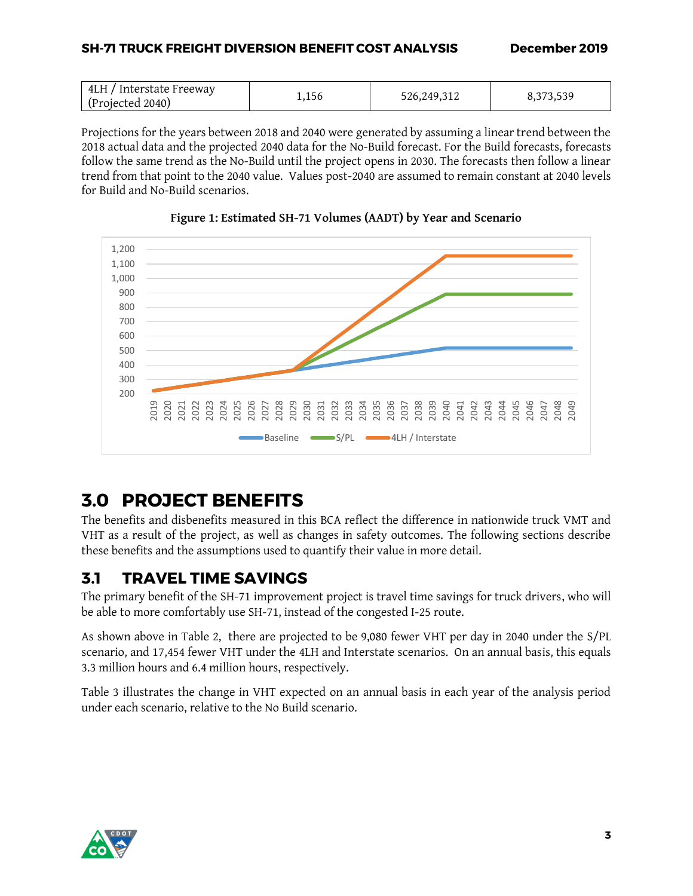| 4LH / Interstate Freeway (Projected 2040) | 1,156 | 526,249,312 | 8,373,539 |
|---|---|---|---|

Projections for the years between 2018 and 2040 were generated by assuming a linear trend between the 2018 actual data and the projected 2040 data for the No-Build forecast. For the Build forecasts, forecasts follow the same trend as the No-Build until the project opens in 2030. The forecasts then follow a linear trend from that point to the 2040 value. Values post-2040 are assumed to remain constant at 2040 levels for Build and No-Build scenarios.

**Figure 1: Estimated SH-71 Volumes (AADT) by Year and Scenario**

# 3.0 PROJECT BENEFITS

The benefits and disbenefits measured in this BCA reflect the difference in nationwide truck VMT and VHT as a result of the project, as well as changes in safety outcomes. The following sections describe these benefits and the assumptions used to quantify their value in more detail.

## 3.1 TRAVEL TIME SAVINGS

The primary benefit of the SH-71 improvement project is travel time savings for truck drivers, who will be able to more comfortably use SH-71, instead of the congested I-25 route.

As shown above in Table 2, there are projected to be 9,080 fewer VHT per day in 2040 under the S/PL scenario, and 17,454 fewer VHT under the 4LH and Interstate scenarios. On an annual basis, this equals 3.3 million hours and 6.4 million hours, respectively.

Table 3 illustrates the change in VHT expected on an annual basis in each year of the analysis period under each scenario, relative to the No Build scenario.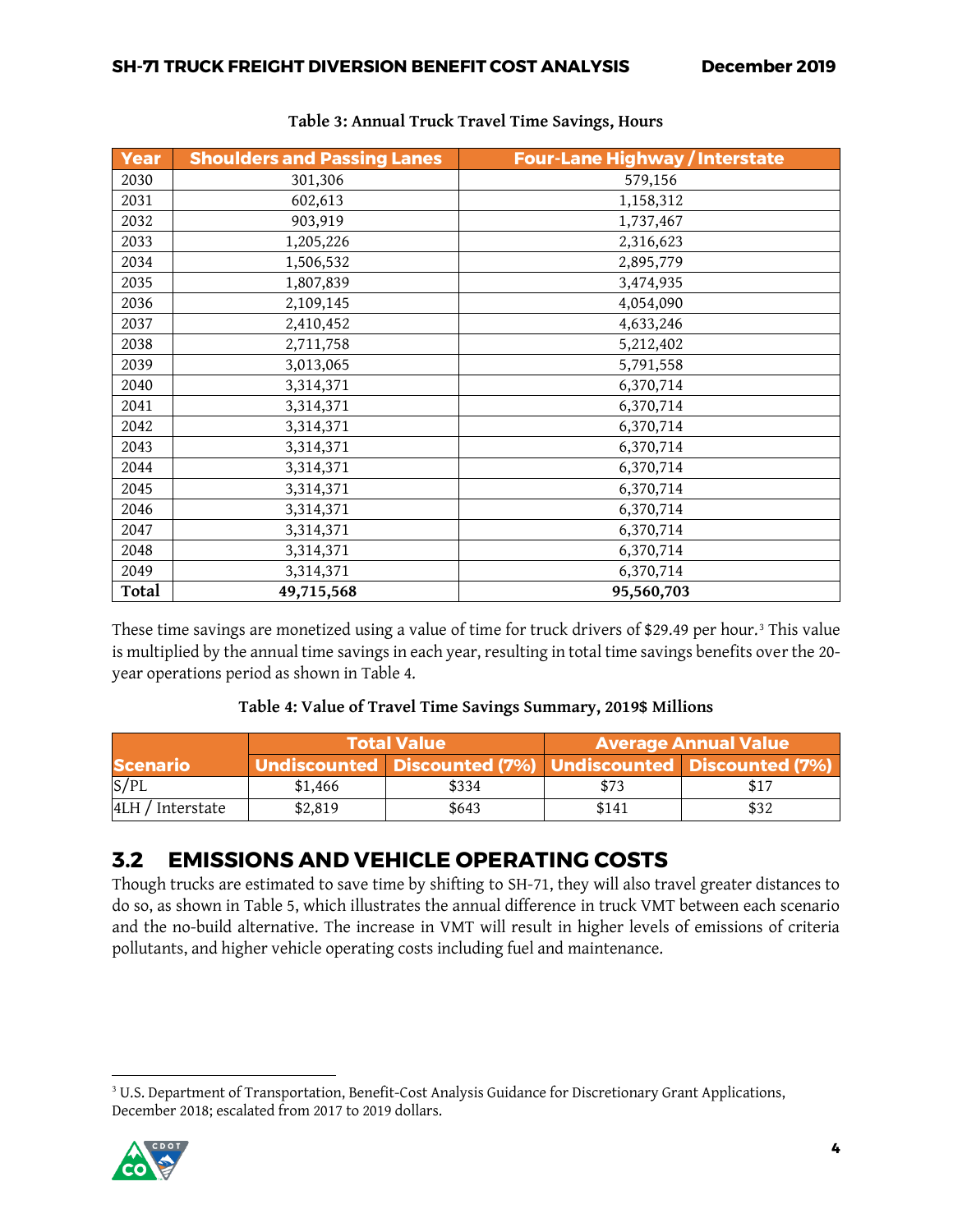**Table 3: Annual Truck Travel Time Savings, Hours**

| Year | Shoulders and Passing Lanes | Four-Lane Highway / Interstate |
|---|---|---|
| 2030 | 301,306 | 579,156 |
| 2031 | 602,613 | 1,158,312 |
| 2032 | 903,919 | 1,737,467 |
| 2033 | 1,205,226 | 2,316,623 |
| 2034 | 1,506,532 | 2,895,779 |
| 2035 | 1,807,839 | 3,474,935 |
| 2036 | 2,109,145 | 4,054,090 |
| 2037 | 2,410,452 | 4,633,246 |
| 2038 | 2,711,758 | 5,212,402 |
| 2039 | 3,013,065 | 5,791,558 |
| 2040 | 3,314,371 | 6,370,714 |
| 2041 | 3,314,371 | 6,370,714 |
| 2042 | 3,314,371 | 6,370,714 |
| 2043 | 3,314,371 | 6,370,714 |
| 2044 | 3,314,371 | 6,370,714 |
| 2045 | 3,314,371 | 6,370,714 |
| 2046 | 3,314,371 | 6,370,714 |
| 2047 | 3,314,371 | 6,370,714 |
| 2048 | 3,314,371 | 6,370,714 |
| 2049 | 3,314,371 | 6,370,714 |
| **Total** | **49,715,568** | **95,560,703** |

These time savings are monetized using a value of time for truck drivers of $29.49 per hour.[3] This value is multiplied by the annual time savings in each year, resulting in total time savings benefits over the 20-year operations period as shown in Table 4.

**Table 4: Value of Travel Time Savings Summary, 2019$ Millions**

| Scenario | Total Value | | Average Annual Value | |
|---|---|---|---|---|
| | Undiscounted | Discounted (7%) | Undiscounted | Discounted (7%) |
| S/PL | $1,466 | $334 | $73 | $17 |
| 4LH / Interstate | $2,819 | $643 | $141 | $32 |

## 3.2 EMISSIONS AND VEHICLE OPERATING COSTS

Though trucks are estimated to save time by shifting to SH-71, they will also travel greater distances to do so, as shown in Table 5, which illustrates the annual difference in truck VMT between each scenario and the no-build alternative. The increase in VMT will result in higher levels of emissions of criteria pollutants, and higher vehicle operating costs including fuel and maintenance.

[3] U.S. Department of Transportation, Benefit-Cost Analysis Guidance for Discretionary Grant Applications, December 2018; escalated from 2017 to 2019 dollars.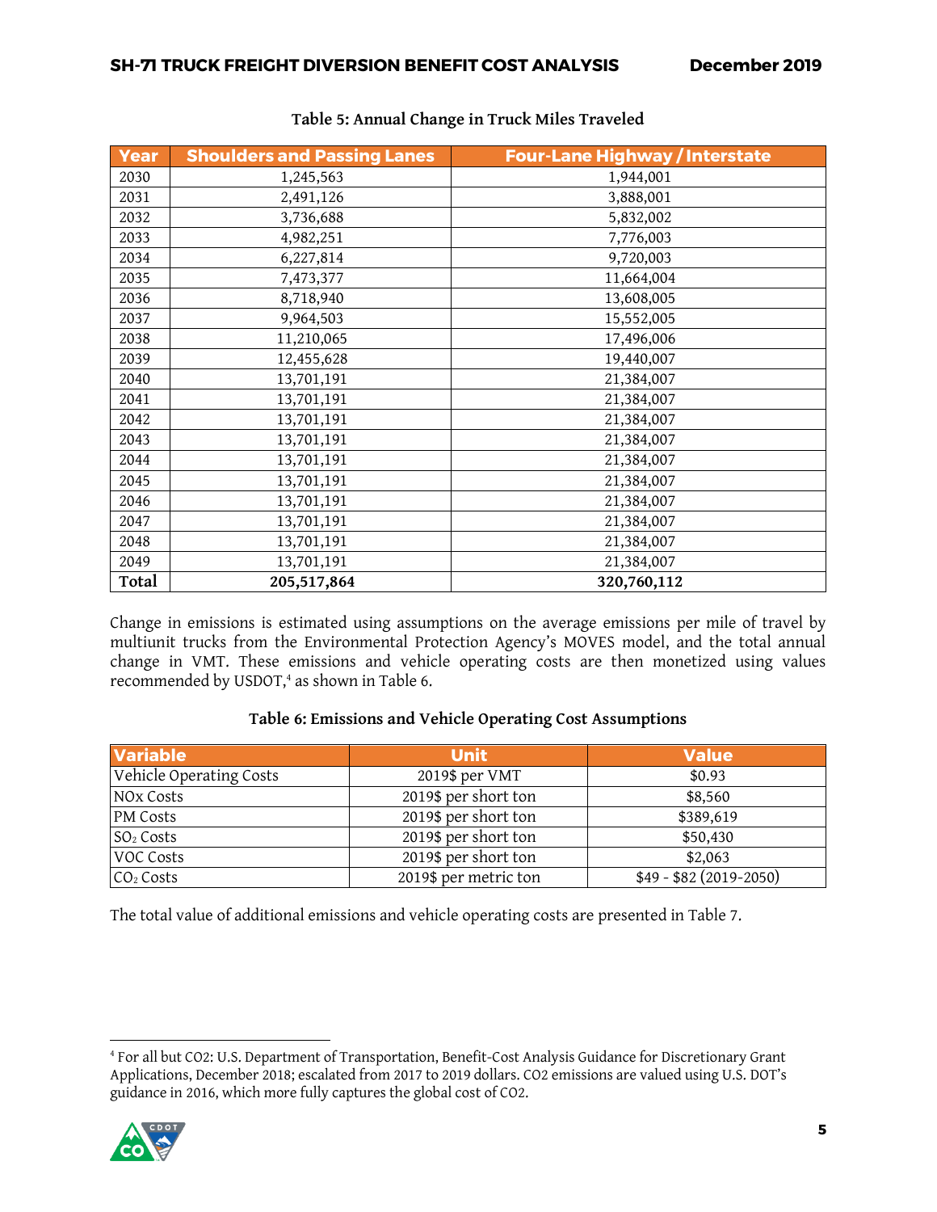**Table 5: Annual Change in Truck Miles Traveled**

| Year | Shoulders and Passing Lanes | Four-Lane Highway / Interstate |
|---|---|---|
| 2030 | 1,245,563 | 1,944,001 |
| 2031 | 2,491,126 | 3,888,001 |
| 2032 | 3,736,688 | 5,832,002 |
| 2033 | 4,982,251 | 7,776,003 |
| 2034 | 6,227,814 | 9,720,003 |
| 2035 | 7,473,377 | 11,664,004 |
| 2036 | 8,718,940 | 13,608,005 |
| 2037 | 9,964,503 | 15,552,005 |
| 2038 | 11,210,065 | 17,496,006 |
| 2039 | 12,455,628 | 19,440,007 |
| 2040 | 13,701,191 | 21,384,007 |
| 2041 | 13,701,191 | 21,384,007 |
| 2042 | 13,701,191 | 21,384,007 |
| 2043 | 13,701,191 | 21,384,007 |
| 2044 | 13,701,191 | 21,384,007 |
| 2045 | 13,701,191 | 21,384,007 |
| 2046 | 13,701,191 | 21,384,007 |
| 2047 | 13,701,191 | 21,384,007 |
| 2048 | 13,701,191 | 21,384,007 |
| 2049 | 13,701,191 | 21,384,007 |
| **Total** | **205,517,864** | **320,760,112** |

Change in emissions is estimated using assumptions on the average emissions per mile of travel by multiunit trucks from the Environmental Protection Agency's MOVES model, and the total annual change in VMT. These emissions and vehicle operating costs are then monetized using values recommended by USDOT,[4] as shown in Table 6.

**Table 6: Emissions and Vehicle Operating Cost Assumptions**

| Variable | Unit | Value |
|---|---|---|
| Vehicle Operating Costs | 2019$ per VMT | $0.93 |
| NOx Costs | 2019$ per short ton | $8,560 |
| PM Costs | 2019$ per short ton | $389,619 |
| $SO_2$ Costs | 2019$ per short ton | $50,430 |
| VOC Costs | 2019$ per short ton | $2,063 |
| $CO_2$ Costs | 2019$ per metric ton | $49 - $82 (2019-2050) |

The total value of additional emissions and vehicle operating costs are presented in Table 7.

[4] For all but CO2: U.S. Department of Transportation, Benefit-Cost Analysis Guidance for Discretionary Grant Applications, December 2018; escalated from 2017 to 2019 dollars. CO2 emissions are valued using U.S. DOT's guidance in 2016, which more fully captures the global cost of CO2.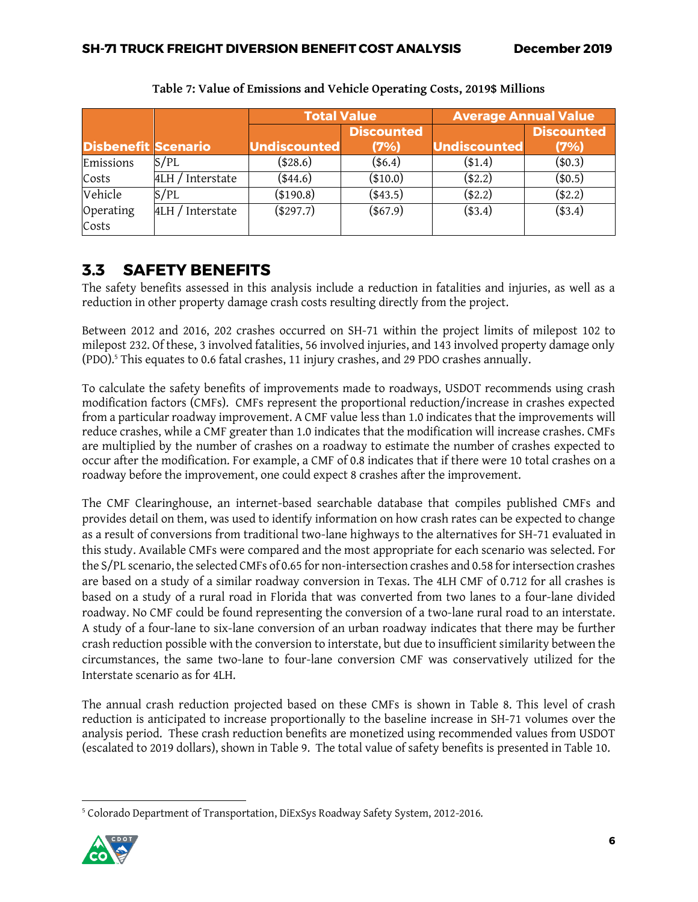**Table 7: Value of Emissions and Vehicle Operating Costs, 2019$ Millions**

| Disbenefit | Scenario | Total Value | | Average Annual Value | |
|---|---|---|---|---|---|
| | | Undiscounted | Discounted (7%) | Undiscounted | Discounted (7%) |
| Emissions Costs | S/PL | ($28.6) | ($6.4) | ($1.4) | ($0.3) |
| | 4LH / Interstate | ($44.6) | ($10.0) | ($2.2) | ($0.5) |
| Vehicle Operating Costs | S/PL | ($190.8) | ($43.5) | ($2.2) | ($2.2) |
| | 4LH / Interstate | ($297.7) | ($67.9) | ($3.4) | ($3.4) |

## 3.3 SAFETY BENEFITS

The safety benefits assessed in this analysis include a reduction in fatalities and injuries, as well as a reduction in other property damage crash costs resulting directly from the project.

Between 2012 and 2016, 202 crashes occurred on SH-71 within the project limits of milepost 102 to milepost 232. Of these, 3 involved fatalities, 56 involved injuries, and 143 involved property damage only (PDO).[5] This equates to 0.6 fatal crashes, 11 injury crashes, and 29 PDO crashes annually.

To calculate the safety benefits of improvements made to roadways, USDOT recommends using crash modification factors (CMFs). CMFs represent the proportional reduction/increase in crashes expected from a particular roadway improvement. A CMF value less than 1.0 indicates that the improvements will reduce crashes, while a CMF greater than 1.0 indicates that the modification will increase crashes. CMFs are multiplied by the number of crashes on a roadway to estimate the number of crashes expected to occur after the modification. For example, a CMF of 0.8 indicates that if there were 10 total crashes on a roadway before the improvement, one could expect 8 crashes after the improvement.

The CMF Clearinghouse, an internet-based searchable database that compiles published CMFs and provides detail on them, was used to identify information on how crash rates can be expected to change as a result of conversions from traditional two-lane highways to the alternatives for SH-71 evaluated in this study. Available CMFs were compared and the most appropriate for each scenario was selected. For the S/PL scenario, the selected CMFs of 0.65 for non-intersection crashes and 0.58 for intersection crashes are based on a study of a similar roadway conversion in Texas. The 4LH CMF of 0.712 for all crashes is based on a study of a rural road in Florida that was converted from two lanes to a four-lane divided roadway. No CMF could be found representing the conversion of a two-lane rural road to an interstate. A study of a four-lane to six-lane conversion of an urban roadway indicates that there may be further crash reduction possible with the conversion to interstate, but due to insufficient similarity between the circumstances, the same two-lane to four-lane conversion CMF was conservatively utilized for the Interstate scenario as for 4LH.

The annual crash reduction projected based on these CMFs is shown in Table 8. This level of crash reduction is anticipated to increase proportionally to the baseline increase in SH-71 volumes over the analysis period. These crash reduction benefits are monetized using recommended values from USDOT (escalated to 2019 dollars), shown in Table 9. The total value of safety benefits is presented in Table 10.

[5] Colorado Department of Transportation, DiExSys Roadway Safety System, 2012-2016.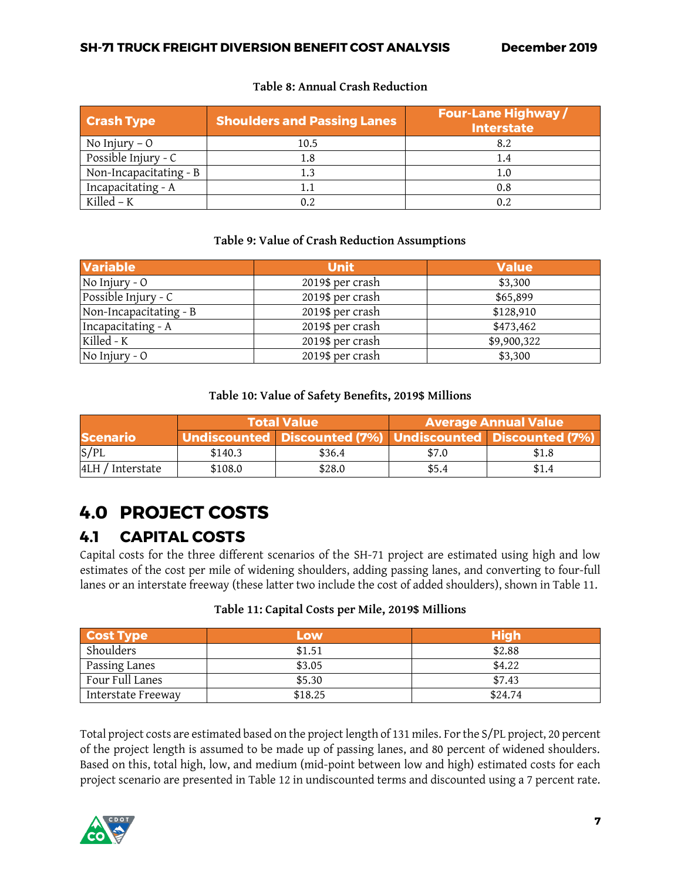**Table 8: Annual Crash Reduction**

| Crash Type | Shoulders and Passing Lanes | Four-Lane Highway / Interstate |
|---|---|---|
| No Injury – O | 10.5 | 8.2 |
| Possible Injury - C | 1.8 | 1.4 |
| Non-Incapacitating - B | 1.3 | 1.0 |
| Incapacitating - A | 1.1 | 0.8 |
| Killed – K | 0.2 | 0.2 |

**Table 9: Value of Crash Reduction Assumptions**

| Variable | Unit | Value |
|---|---|---|
| No Injury - O | 2019$ per crash | $3,300 |
| Possible Injury - C | 2019$ per crash | $65,899 |
| Non-Incapacitating - B | 2019$ per crash | $128,910 |
| Incapacitating - A | 2019$ per crash | $473,462 |
| Killed - K | 2019$ per crash | $9,900,322 |
| No Injury - O | 2019$ per crash | $3,300 |

**Table 10: Value of Safety Benefits, 2019$ Millions**

| Scenario | Total Value | | Average Annual Value | |
|---|---|---|---|---|
| | Undiscounted | Discounted (7%) | Undiscounted | Discounted (7%) |
| S/PL | $140.3 | $36.4 | $7.0 | $1.8 |
| 4LH / Interstate | $108.0 | $28.0 | $5.4 | $1.4 |

# 4.0 PROJECT COSTS

## 4.1 CAPITAL COSTS

Capital costs for the three different scenarios of the SH-71 project are estimated using high and low estimates of the cost per mile of widening shoulders, adding passing lanes, and converting to four-full lanes or an interstate freeway (these latter two include the cost of added shoulders), shown in Table 11.

**Table 11: Capital Costs per Mile, 2019$ Millions**

| Cost Type | Low | High |
|---|---|---|
| Shoulders | $1.51 | $2.88 |
| Passing Lanes | $3.05 | $4.22 |
| Four Full Lanes | $5.30 | $7.43 |
| Interstate Freeway | $18.25 | $24.74 |

Total project costs are estimated based on the project length of 131 miles. For the S/PL project, 20 percent of the project length is assumed to be made up of passing lanes, and 80 percent of widened shoulders. Based on this, total high, low, and medium (mid-point between low and high) estimated costs for each project scenario are presented in Table 12 in undiscounted terms and discounted using a 7 percent rate.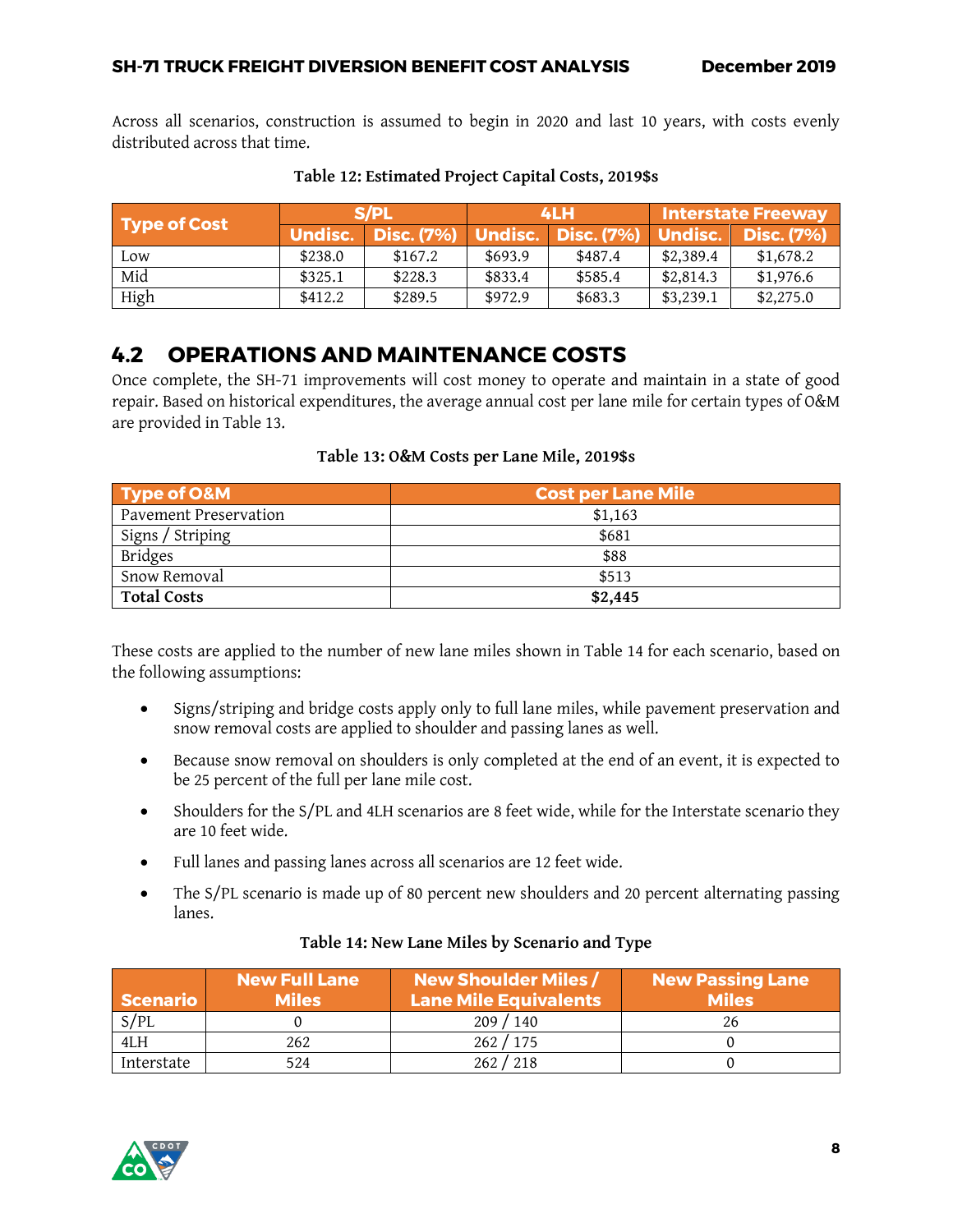Across all scenarios, construction is assumed to begin in 2020 and last 10 years, with costs evenly distributed across that time.

**Table 12: Estimated Project Capital Costs, 2019$s**

| Type of Cost | S/PL | | 4LH | | Interstate Freeway | |
|---|---|---|---|---|---|---|
| | Undisc. | Disc. (7%) | Undisc. | Disc. (7%) | Undisc. | Disc. (7%) |
| Low | $238.0 | $167.2 | $693.9 | $487.4 | $2,389.4 | $1,678.2 |
| Mid | $325.1 | $228.3 | $833.4 | $585.4 | $2,814.3 | $1,976.6 |
| High | $412.2 | $289.5 | $972.9 | $683.3 | $3,239.1 | $2,275.0 |

## 4.2 OPERATIONS AND MAINTENANCE COSTS

Once complete, the SH-71 improvements will cost money to operate and maintain in a state of good repair. Based on historical expenditures, the average annual cost per lane mile for certain types of O&M are provided in Table 13.

**Table 13: O&M Costs per Lane Mile, 2019$s**

| Type of O&M | Cost per Lane Mile |
|---|---|
| Pavement Preservation | $1,163 |
| Signs / Striping | $681 |
| Bridges | $88 |
| Snow Removal | $513 |
| **Total Costs** | **$2,445** |

These costs are applied to the number of new lane miles shown in Table 14 for each scenario, based on the following assumptions:

- Signs/striping and bridge costs apply only to full lane miles, while pavement preservation and snow removal costs are applied to shoulder and passing lanes as well.
- Because snow removal on shoulders is only completed at the end of an event, it is expected to be 25 percent of the full per lane mile cost.
- Shoulders for the S/PL and 4LH scenarios are 8 feet wide, while for the Interstate scenario they are 10 feet wide.
- Full lanes and passing lanes across all scenarios are 12 feet wide.
- The S/PL scenario is made up of 80 percent new shoulders and 20 percent alternating passing lanes.

**Table 14: New Lane Miles by Scenario and Type**

| Scenario | New Full Lane Miles | New Shoulder Miles / Lane Mile Equivalents | New Passing Lane Miles |
|---|---|---|---|
| S/PL | 0 | 209 / 140 | 26 |
| 4LH | 262 | 262 / 175 | 0 |
| Interstate | 524 | 262 / 218 | 0 |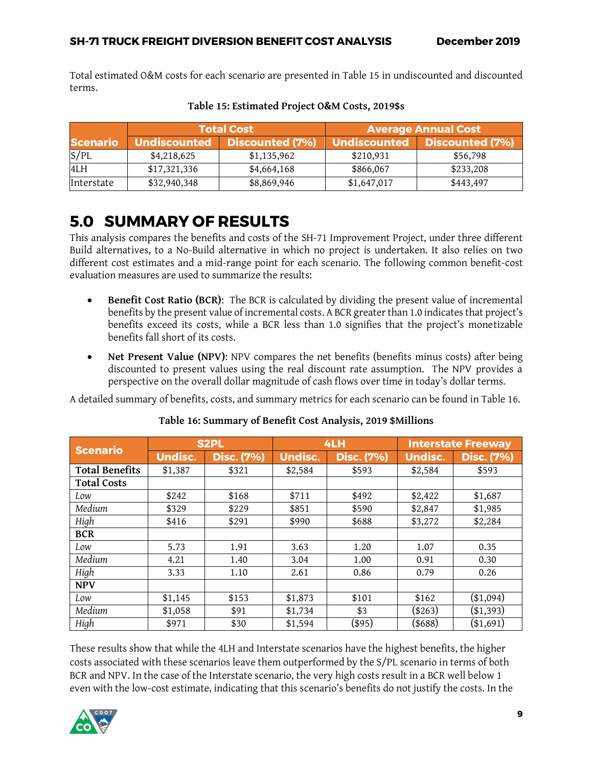Total estimated O&M costs for each scenario are presented in Table 15 in undiscounted and discounted terms.

**Table 15: Estimated Project O&M Costs, 2019$s**

| Scenario | Total Cost | | Average Annual Cost | |
|---|---|---|---|---|
| | Undiscounted | Discounted (7%) | Undiscounted | Discounted (7%) |
| S/PL | $4,218,625 | $1,135,962 | $210,931 | $56,798 |
| 4LH | $17,321,336 | $4,664,168 | $866,067 | $233,208 |
| Interstate | $32,940,348 | $8,869,946 | $1,647,017 | $443,497 |

# 5.0 SUMMARY OF RESULTS

This analysis compares the benefits and costs of the SH-71 Improvement Project, under three different Build alternatives, to a No-Build alternative in which no project is undertaken. It also relies on two different cost estimates and a mid-range point for each scenario. The following common benefit-cost evaluation measures are used to summarize the results:

- **Benefit Cost Ratio (BCR)**: The BCR is calculated by dividing the present value of incremental benefits by the present value of incremental costs. A BCR greater than 1.0 indicates that project's benefits exceed its costs, while a BCR less than 1.0 signifies that the project's monetizable benefits fall short of its costs.
- **Net Present Value (NPV)**: NPV compares the net benefits (benefits minus costs) after being discounted to present values using the real discount rate assumption. The NPV provides a perspective on the overall dollar magnitude of cash flows over time in today's dollar terms.

A detailed summary of benefits, costs, and summary metrics for each scenario can be found in Table 16.

**Table 16: Summary of Benefit Cost Analysis, 2019 $Millions**

| Scenario | S2PL | | 4LH | | Interstate Freeway | |
|---|---|---|---|---|---|---|
| | Undisc. | Disc. (7%) | Undisc. | Disc. (7%) | Undisc. | Disc. (7%) |
| **Total Benefits** | $1,387 | $321 | $2,584 | $593 | $2,584 | $593 |
| **Total Costs** | | | | | | |
| *Low* | $242 | $168 | $711 | $492 | $2,422 | $1,687 |
| *Medium* | $329 | $229 | $851 | $590 | $2,847 | $1,985 |
| *High* | $416 | $291 | $990 | $688 | $3,272 | $2,284 |
| **BCR** | | | | | | |
| *Low* | 5.73 | 1.91 | 3.63 | 1.20 | 1.07 | 0.35 |
| *Medium* | 4.21 | 1.40 | 3.04 | 1.00 | 0.91 | 0.30 |
| *High* | 3.33 | 1.10 | 2.61 | 0.86 | 0.79 | 0.26 |
| **NPV** | | | | | | |
| *Low* | $1,145 | $153 | $1,873 | $101 | $162 | ($1,094) |
| *Medium* | $1,058 | $91 | $1,734 | $3 | ($263) | ($1,393) |
| *High* | $971 | $30 | $1,594 | ($95) | ($688) | ($1,691) |

These results show that while the 4LH and Interstate scenarios have the highest benefits, the higher costs associated with these scenarios leave them outperformed by the S/PL scenario in terms of both BCR and NPV. In the case of the Interstate scenario, the very high costs result in a BCR well below 1 even with the low-cost estimate, indicating that this scenario's benefits do not justify the costs. In the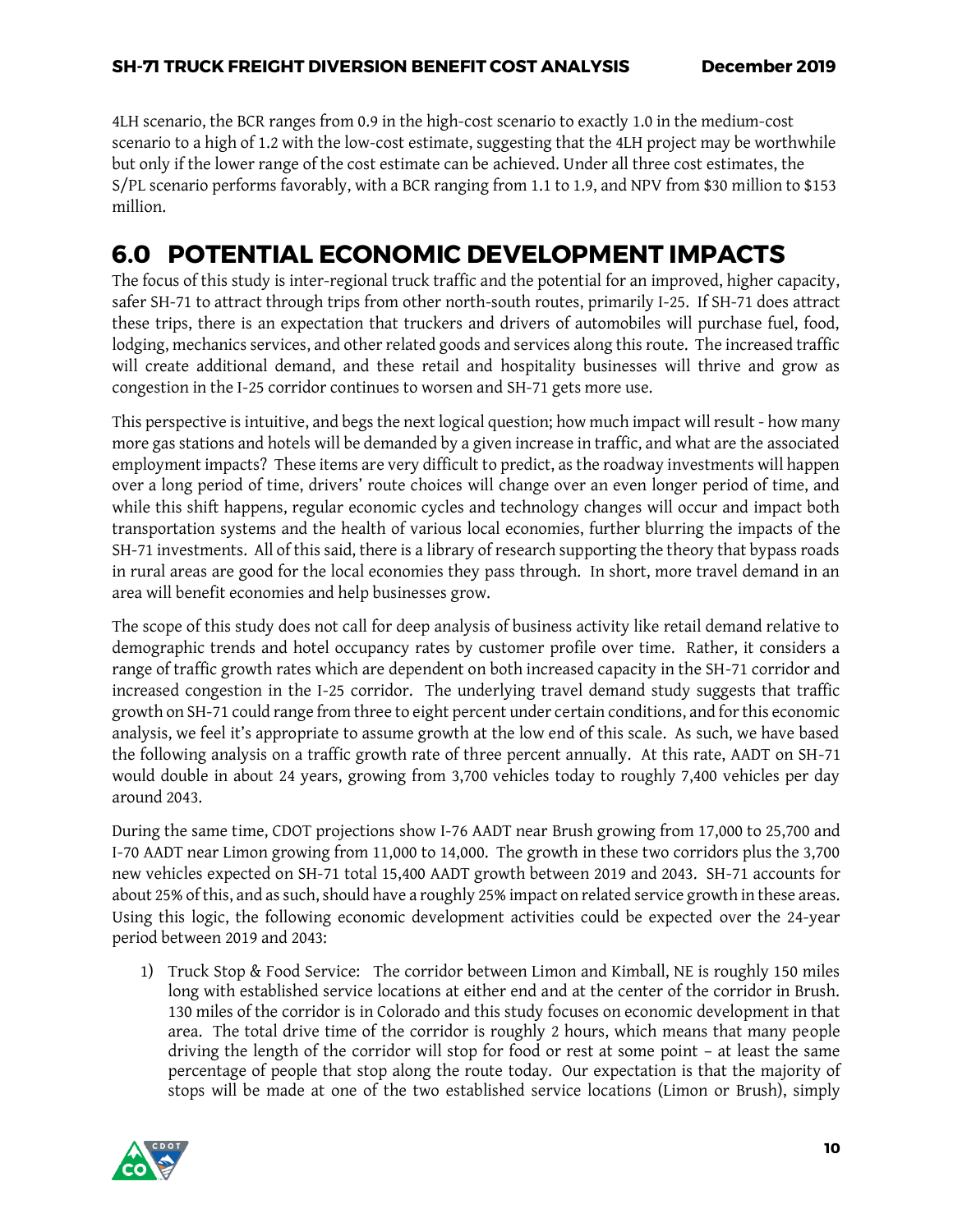4LH scenario, the BCR ranges from 0.9 in the high-cost scenario to exactly 1.0 in the medium-cost scenario to a high of 1.2 with the low-cost estimate, suggesting that the 4LH project may be worthwhile but only if the lower range of the cost estimate can be achieved. Under all three cost estimates, the S/PL scenario performs favorably, with a BCR ranging from 1.1 to 1.9, and NPV from $30 million to $153 million.

# 6.0 POTENTIAL ECONOMIC DEVELOPMENT IMPACTS

The focus of this study is inter-regional truck traffic and the potential for an improved, higher capacity, safer SH-71 to attract through trips from other north-south routes, primarily I-25. If SH-71 does attract these trips, there is an expectation that truckers and drivers of automobiles will purchase fuel, food, lodging, mechanics services, and other related goods and services along this route. The increased traffic will create additional demand, and these retail and hospitality businesses will thrive and grow as congestion in the I-25 corridor continues to worsen and SH-71 gets more use.

This perspective is intuitive, and begs the next logical question; how much impact will result - how many more gas stations and hotels will be demanded by a given increase in traffic, and what are the associated employment impacts? These items are very difficult to predict, as the roadway investments will happen over a long period of time, drivers' route choices will change over an even longer period of time, and while this shift happens, regular economic cycles and technology changes will occur and impact both transportation systems and the health of various local economies, further blurring the impacts of the SH-71 investments. All of this said, there is a library of research supporting the theory that bypass roads in rural areas are good for the local economies they pass through. In short, more travel demand in an area will benefit economies and help businesses grow.

The scope of this study does not call for deep analysis of business activity like retail demand relative to demographic trends and hotel occupancy rates by customer profile over time. Rather, it considers a range of traffic growth rates which are dependent on both increased capacity in the SH-71 corridor and increased congestion in the I-25 corridor. The underlying travel demand study suggests that traffic growth on SH-71 could range from three to eight percent under certain conditions, and for this economic analysis, we feel it's appropriate to assume growth at the low end of this scale. As such, we have based the following analysis on a traffic growth rate of three percent annually. At this rate, AADT on SH-71 would double in about 24 years, growing from 3,700 vehicles today to roughly 7,400 vehicles per day around 2043.

During the same time, CDOT projections show I-76 AADT near Brush growing from 17,000 to 25,700 and I-70 AADT near Limon growing from 11,000 to 14,000. The growth in these two corridors plus the 3,700 new vehicles expected on SH-71 total 15,400 AADT growth between 2019 and 2043. SH-71 accounts for about 25% of this, and as such, should have a roughly 25% impact on related service growth in these areas. Using this logic, the following economic development activities could be expected over the 24-year period between 2019 and 2043:

1) Truck Stop & Food Service: The corridor between Limon and Kimball, NE is roughly 150 miles long with established service locations at either end and at the center of the corridor in Brush. 130 miles of the corridor is in Colorado and this study focuses on economic development in that area. The total drive time of the corridor is roughly 2 hours, which means that many people driving the length of the corridor will stop for food or rest at some point – at least the same percentage of people that stop along the route today. Our expectation is that the majority of stops will be made at one of the two established service locations (Limon or Brush), simply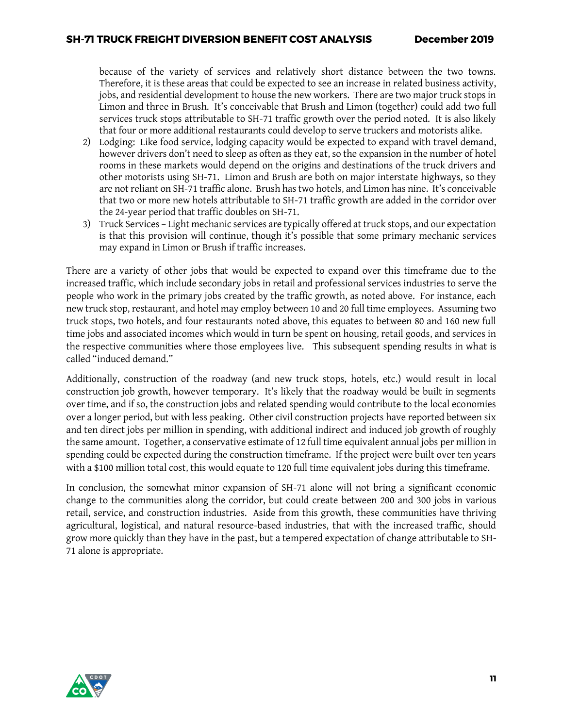because of the variety of services and relatively short distance between the two towns. Therefore, it is these areas that could be expected to see an increase in related business activity, jobs, and residential development to house the new workers. There are two major truck stops in Limon and three in Brush. It's conceivable that Brush and Limon (together) could add two full services truck stops attributable to SH-71 traffic growth over the period noted. It is also likely that four or more additional restaurants could develop to serve truckers and motorists alike.

2) Lodging: Like food service, lodging capacity would be expected to expand with travel demand, however drivers don't need to sleep as often as they eat, so the expansion in the number of hotel rooms in these markets would depend on the origins and destinations of the truck drivers and other motorists using SH-71. Limon and Brush are both on major interstate highways, so they are not reliant on SH-71 traffic alone. Brush has two hotels, and Limon has nine. It's conceivable that two or more new hotels attributable to SH-71 traffic growth are added in the corridor over the 24-year period that traffic doubles on SH-71.
3) Truck Services – Light mechanic services are typically offered at truck stops, and our expectation is that this provision will continue, though it's possible that some primary mechanic services may expand in Limon or Brush if traffic increases.

There are a variety of other jobs that would be expected to expand over this timeframe due to the increased traffic, which include secondary jobs in retail and professional services industries to serve the people who work in the primary jobs created by the traffic growth, as noted above. For instance, each new truck stop, restaurant, and hotel may employ between 10 and 20 full time employees. Assuming two truck stops, two hotels, and four restaurants noted above, this equates to between 80 and 160 new full time jobs and associated incomes which would in turn be spent on housing, retail goods, and services in the respective communities where those employees live. This subsequent spending results in what is called "induced demand."

Additionally, construction of the roadway (and new truck stops, hotels, etc.) would result in local construction job growth, however temporary. It's likely that the roadway would be built in segments over time, and if so, the construction jobs and related spending would contribute to the local economies over a longer period, but with less peaking. Other civil construction projects have reported between six and ten direct jobs per million in spending, with additional indirect and induced job growth of roughly the same amount. Together, a conservative estimate of 12 full time equivalent annual jobs per million in spending could be expected during the construction timeframe. If the project were built over ten years with a $100 million total cost, this would equate to 120 full time equivalent jobs during this timeframe.

In conclusion, the somewhat minor expansion of SH-71 alone will not bring a significant economic change to the communities along the corridor, but could create between 200 and 300 jobs in various retail, service, and construction industries. Aside from this growth, these communities have thriving agricultural, logistical, and natural resource-based industries, that with the increased traffic, should grow more quickly than they have in the past, but a tempered expectation of change attributable to SH-71 alone is appropriate.